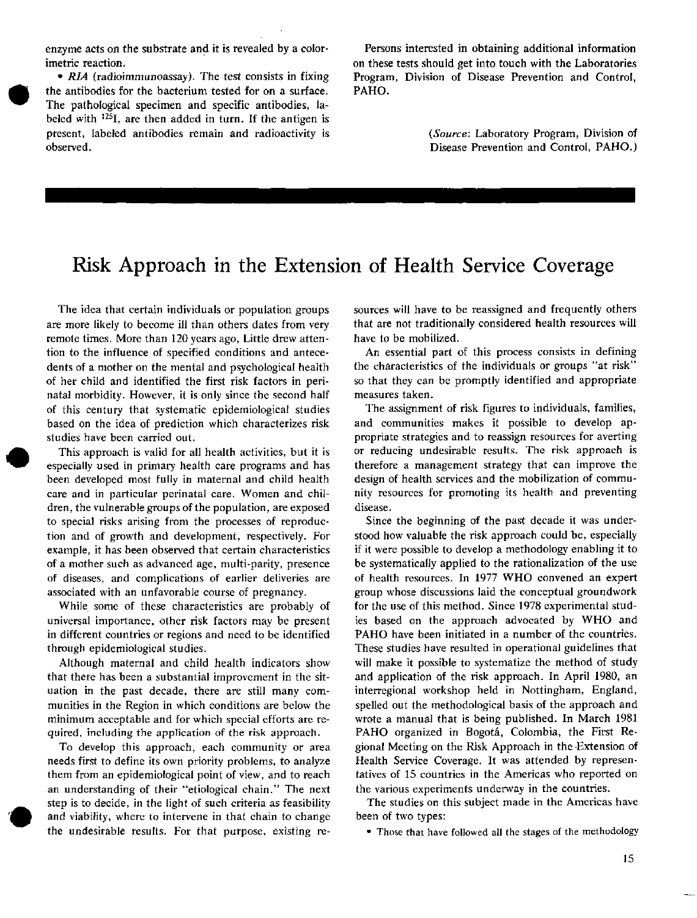enzyme acts on the substrate and it is revealed by a colorimetric reaction.

- *RIA* (radioimmunoassay). The test consists in fixing the antibodies for the bacterium tested for on a surface. The pathological specimen and specific antibodies, labeled with $^{125}I$, are then added in turn. If the antigen is present, labeled antibodies remain and radioactivity is observed.

Persons interested in obtaining additional information on these tests should get into touch with the Laboratories Program, Division of Disease Prevention and Control, PAHO.

(*Source*: Laboratory Program, Division of Disease Prevention and Control, PAHO.)

# Risk Approach in the Extension of Health Service Coverage

The idea that certain individuals or population groups are more likely to become ill than others dates from very remote times. More than 120 years ago, Little drew attention to the influence of specified conditions and antecedents of a mother on the mental and psychological health of her child and identified the first risk factors in perinatal morbidity. However, it is only since the second half of this century that systematic epidemiological studies based on the idea of prediction which characterizes risk studies have been carried out.

This approach is valid for all health activities, but it is especially used in primary health care programs and has been developed most fully in maternal and child health care and in particular perinatal care. Women and children, the vulnerable groups of the population, are exposed to special risks arising from the processes of reproduction and of growth and development, respectively. For example, it has been observed that certain characteristics of a mother such as advanced age, multi-parity, presence of diseases, and complications of earlier deliveries are associated with an unfavorable course of pregnancy.

While some of these characteristics are probably of universal importance, other risk factors may be present in different countries or regions and need to be identified through epidemiological studies.

Although maternal and child health indicators show that there has been a substantial improvement in the situation in the past decade, there are still many communities in the Region in which conditions are below the minimum acceptable and for which special efforts are required, including the application of the risk approach.

To develop this approach, each community or area needs first to define its own priority problems, to analyze them from an epidemiological point of view, and to reach an understanding of their "etiological chain." The next step is to decide, in the light of such criteria as feasibility and viability, where to intervene in that chain to change the undesirable results. For that purpose, existing resources will have to be reassigned and frequently others that are not traditionally considered health resources will have to be mobilized.

An essential part of this process consists in defining the characteristics of the individuals or groups "at risk" so that they can be promptly identified and appropriate measures taken.

The assignment of risk figures to individuals, families, and communities makes it possible to develop appropriate strategies and to reassign resources for averting or reducing undesirable results. The risk approach is therefore a management strategy that can improve the design of health services and the mobilization of community resources for promoting its health and preventing disease.

Since the beginning of the past decade it was understood how valuable the risk approach could be, especially if it were possible to develop a methodology enabling it to be systematically applied to the rationalization of the use of health resources. In 1977 WHO convened an expert group whose discussions laid the conceptual groundwork for the use of this method. Since 1978 experimental studies based on the approach advocated by WHO and PAHO have been initiated in a number of the countries. These studies have resulted in operational guidelines that will make it possible to systematize the method of study and application of the risk approach. In April 1980, an interregional workshop held in Nottingham, England, spelled out the methodological basis of the approach and wrote a manual that is being published. In March 1981 PAHO organized in Bogotá, Colombia, the First Regional Meeting on the Risk Approach in the Extension of Health Service Coverage. It was attended by representatives of 15 countries in the Americas who reported on the various experiments underway in the countries.

The studies on this subject made in the Americas have been of two types:

- Those that have followed all the stages of the methodology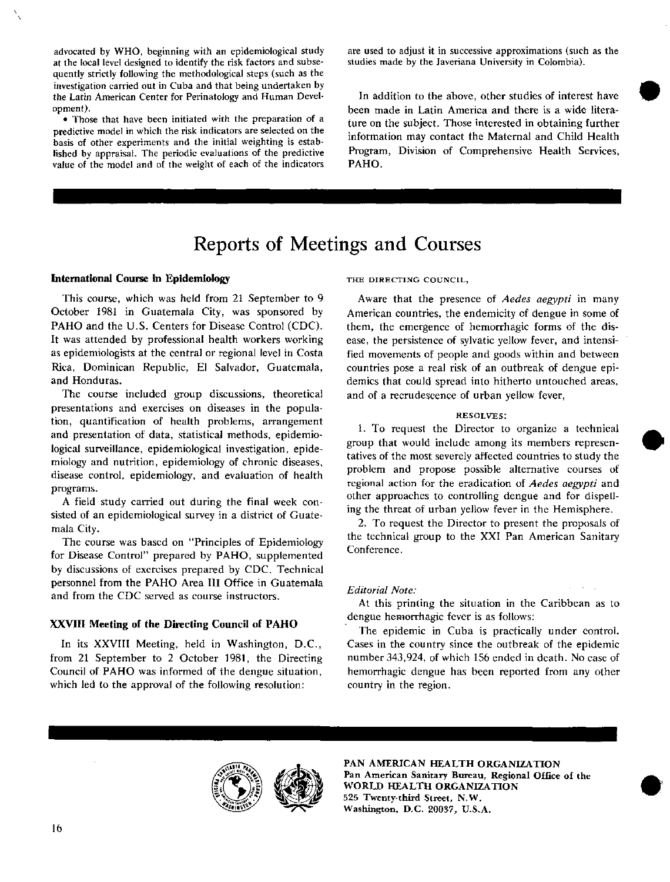advocated by WHO, beginning with an epidemiological study at the local level designed to identify the risk factors and subsequently strictly following the methodological steps (such as the investigation carried out in Cuba and that being undertaken by the Latin American Center for Perinatology and Human Development).

- Those that have been initiated with the preparation of a predictive model in which the risk indicators are selected on the basis of other experiments and the initial weighting is established by appraisal. The periodic evaluations of the predictive value of the model and of the weight of each of the indicators are used to adjust it in successive approximations (such as the studies made by the Javeriana University in Colombia).

In addition to the above, other studies of interest have been made in Latin America and there is a wide literature on the subject. Those interested in obtaining further information may contact the Maternal and Child Health Program, Division of Comprehensive Health Services, PAHO.

# Reports of Meetings and Courses

## International Course in Epidemiology

This course, which was held from 21 September to 9 October 1981 in Guatemala City, was sponsored by PAHO and the U.S. Centers for Disease Control (CDC). It was attended by professional health workers working as epidemiologists at the central or regional level in Costa Rica, Dominican Republic, El Salvador, Guatemala, and Honduras.

The course included group discussions, theoretical presentations and exercises on diseases in the population, quantification of health problems, arrangement and presentation of data, statistical methods, epidemiological surveillance, epidemiological investigation, epidemiology and nutrition, epidemiology of chronic diseases, disease control, epidemiology, and evaluation of health programs.

A field study carried out during the final week consisted of an epidemiological survey in a district of Guatemala City.

The course was based on "Principles of Epidemiology for Disease Control" prepared by PAHO, supplemented by discussions of exercises prepared by CDC. Technical personnel from the PAHO Area III Office in Guatemala and from the CDC served as course instructors.

## XXVIII Meeting of the Directing Council of PAHO

In its XXVIII Meeting, held in Washington, D.C., from 21 September to 2 October 1981, the Directing Council of PAHO was informed of the dengue situation, which led to the approval of the following resolution:

THE DIRECTING COUNCIL,

Aware that the presence of *Aedes aegypti* in many American countries, the endemicity of dengue in some of them, the emergence of hemorrhagic forms of the disease, the persistence of sylvatic yellow fever, and intensified movements of people and goods within and between countries pose a real risk of an outbreak of dengue epidemics that could spread into hitherto untouched areas, and of a recrudescence of urban yellow fever,

RESOLVES:

1. To request the Director to organize a technical group that would include among its members representatives of the most severely affected countries to study the problem and propose possible alternative courses of regional action for the eradication of *Aedes aegypti* and other approaches to controlling dengue and for dispelling the threat of urban yellow fever in the Hemisphere.

2. To request the Director to present the proposals of the technical group to the XXI Pan American Sanitary Conference.

*Editorial Note:*

At this printing the situation in the Caribbean as to dengue hemorrhagic fever is as follows:

The epidemic in Cuba is practically under control. Cases in the country since the outbreak of the epidemic number 343,924, of which 156 ended in death. No case of hemorrhagic dengue has been reported from any other country in the region.

**PAN AMERICAN HEALTH ORGANIZATION**
**Pan American Sanitary Bureau, Regional Office of the**
**WORLD HEALTH ORGANIZATION**
**525 Twenty-third Street, N.W.**
**Washington, D.C. 20037, U.S.A.**